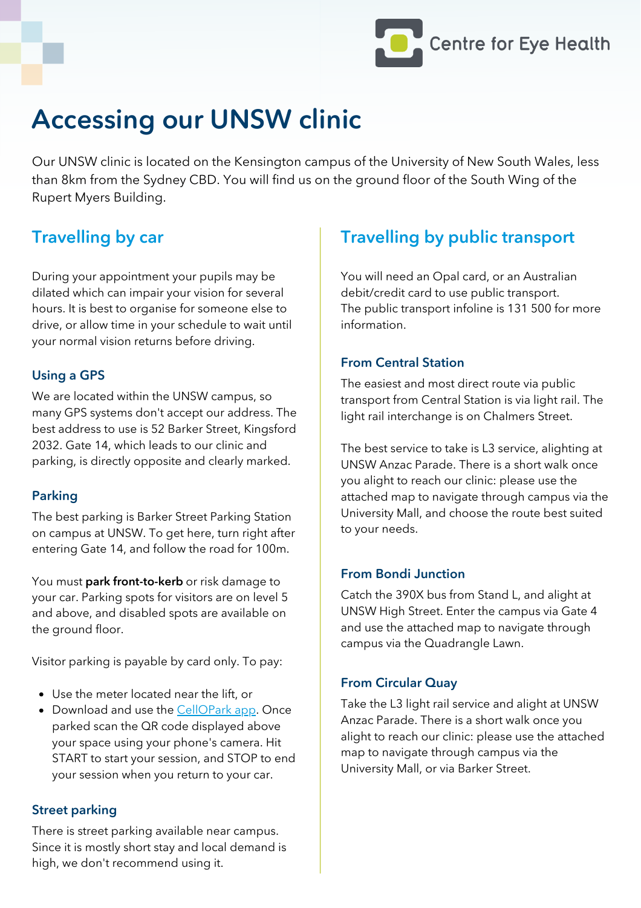Centre for Eye Health

# Accessing our UNSW clinic

Our UNSW clinic is located on the Kensington campus of the University of New South Wales, less than 8km from the Sydney CBD. You will find us on the ground floor of the South Wing of the Rupert Myers Building.

## Travelling by car

During your appointment your pupils may be dilated which can impair your vision for several hours. It is best to organise for someone else to drive, or allow time in your schedule to wait until your normal vision returns before driving.

### Using a GPS

We are located within the UNSW campus, so many GPS systems don't accept our address. The best address to use is 52 Barker Street, Kingsford 2032. Gate 14, which leads to our clinic and parking, is directly opposite and clearly marked.

### Parking

The best parking is Barker Street Parking Station on campus at UNSW. To get here, turn right after entering Gate 14, and follow the road for 100m.

You must **park front-to-kerb** or risk damage to your car. Parking spots for visitors are on level 5 and above, and disabled spots are available on the ground floor.

Visitor parking is payable by card only. To pay:

- Use the meter located near the lift, or
- Download and use the CellOPark app. Once parked scan the QR code displayed above your space using your phone's camera. Hit START to start your session, and STOP to end your session when you return to your car.

### Street parking

There is street parking available near campus. Since it is mostly short stay and local demand is high, we don't recommend using it.

## Travelling by public transport

You will need an Opal card, or an Australian debit/credit card to use public transport. The public transport infoline is 131 500 for more information.

### From Central Station

The easiest and most direct route via public transport from Central Station is via light rail. The light rail interchange is on Chalmers Street.

The best service to take is L3 service, alighting at UNSW Anzac Parade. There is a short walk once you alight to reach our clinic: please use the attached map to navigate through campus via the University Mall, and choose the route best suited to your needs.

### From Bondi Junction

Catch the 390X bus from Stand L, and alight at UNSW High Street. Enter the campus via Gate 4 and use the attached map to navigate through campus via the Quadrangle Lawn.

### From Circular Quay

Take the L3 light rail service and alight at UNSW Anzac Parade. There is a short walk once you alight to reach our clinic: please use the attached map to navigate through campus via the University Mall, or via Barker Street.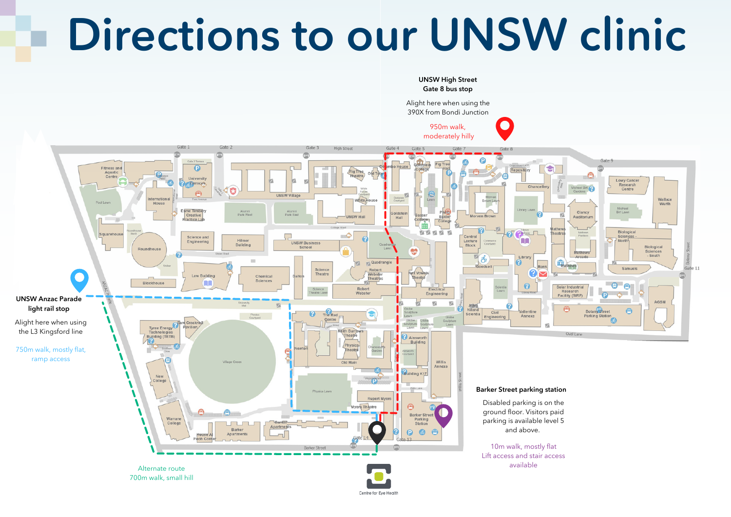# Directions to our UNSW clinic

**UNSW High Street Gate 8 bus stop**

Alight here when using the 390X from Bondi Junction

950m walk, moderately hilly

**UNSW Anzac Parade light rail stop**

Alight here when using the L3 Kingsford line

750m walk, mostly flat, ramp access

**Barker Street parking station**

Disabled parking is on the ground floor. Visitors paid parking is available level 5 and above.

10m walk, mostly flat
Lift access and stair access available

Alternate route
700m walk, small hill

Centre for Eye Health